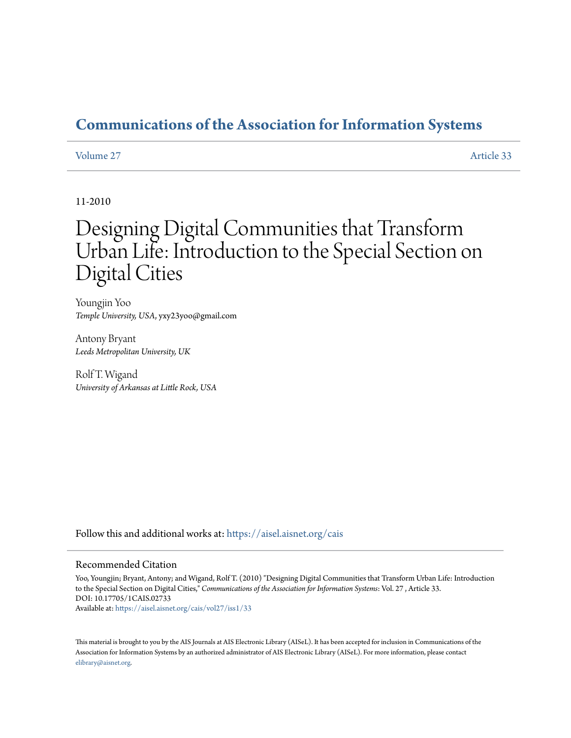# Communications of the Association for Information Systems

Volume 27 | Article 33

11-2010

# Designing Digital Communities that Transform Urban Life: Introduction to the Special Section on Digital Cities

Youngjin Yoo
*Temple University, USA*, yxy23yoo@gmail.com

Antony Bryant
*Leeds Metropolitan University, UK*

Rolf T. Wigand
*University of Arkansas at Little Rock, USA*

Follow this and additional works at: https://aisel.aisnet.org/cais

## Recommended Citation

Yoo, Youngjin; Bryant, Antony; and Wigand, Rolf T. (2010) "Designing Digital Communities that Transform Urban Life: Introduction to the Special Section on Digital Cities," *Communications of the Association for Information Systems*: Vol. 27 , Article 33.
DOI: 10.17705/1CAIS.02733
Available at: https://aisel.aisnet.org/cais/vol27/iss1/33

This material is brought to you by the AIS Journals at AIS Electronic Library (AISeL). It has been accepted for inclusion in Communications of the Association for Information Systems by an authorized administrator of AIS Electronic Library (AISeL). For more information, please contact elibrary@aisnet.org.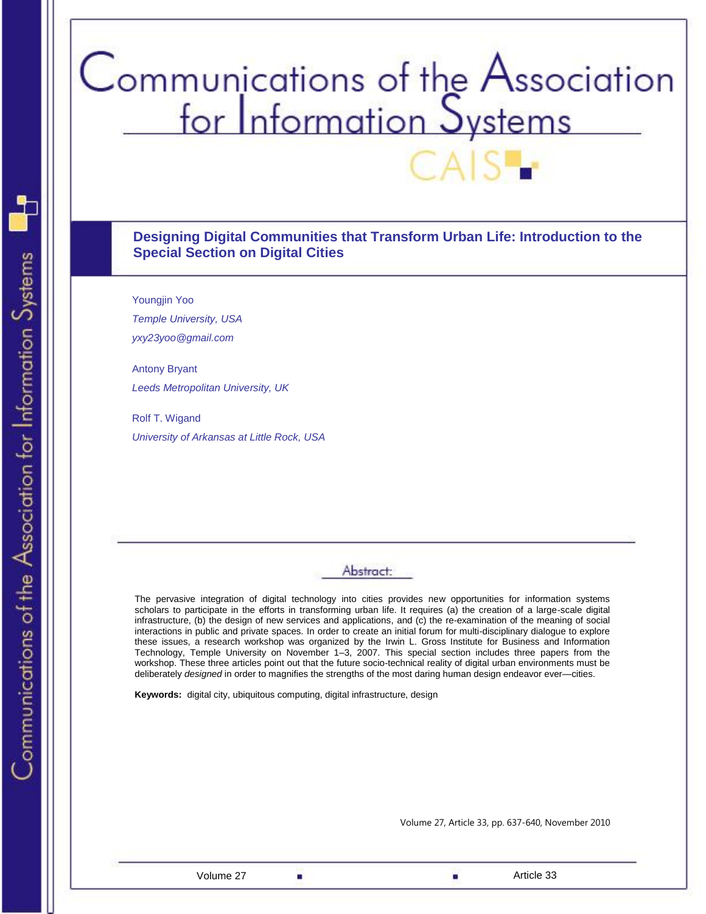# Designing Digital Communities that Transform Urban Life: Introduction to the Special Section on Digital Cities

Youngjin Yoo

*Temple University, USA*

*yxy23yoo@gmail.com*

Antony Bryant

*Leeds Metropolitan University, UK*

Rolf T. Wigand

*University of Arkansas at Little Rock, USA*

## Abstract:

The pervasive integration of digital technology into cities provides new opportunities for information systems scholars to participate in the efforts in transforming urban life. It requires (a) the creation of a large-scale digital infrastructure, (b) the design of new services and applications, and (c) the re-examination of the meaning of social interactions in public and private spaces. In order to create an initial forum for multi-disciplinary dialogue to explore these issues, a research workshop was organized by the Irwin L. Gross Institute for Business and Information Technology, Temple University on November 1–3, 2007. This special section includes three papers from the workshop. These three articles point out that the future socio-technical reality of digital urban environments must be deliberately *designed* in order to magnifies the strengths of the most daring human design endeavor ever—cities.

**Keywords:** digital city, ubiquitous computing, digital infrastructure, design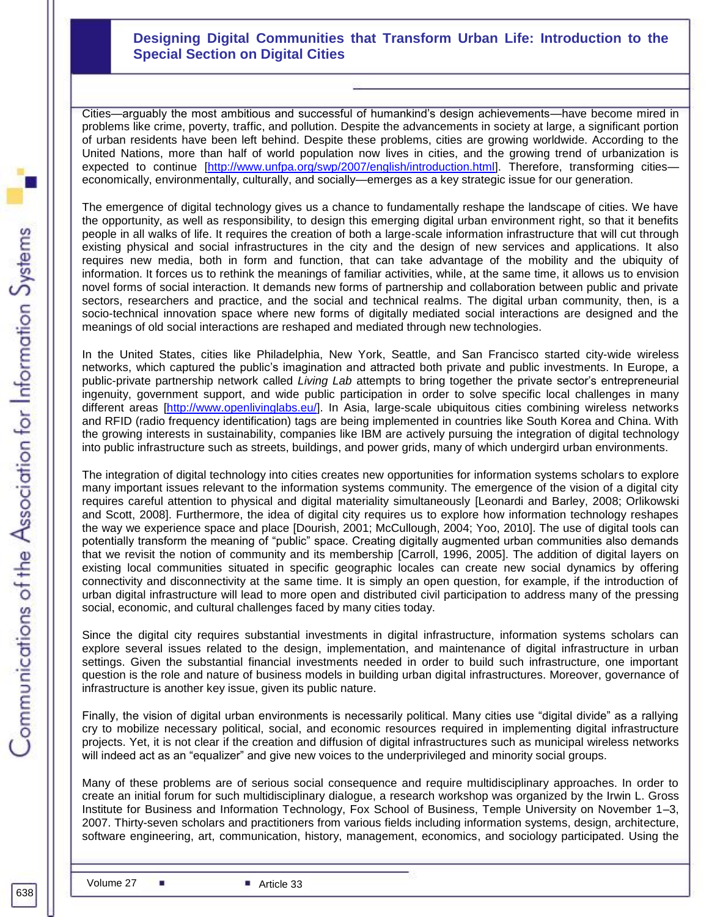# Designing Digital Communities that Transform Urban Life: Introduction to the Special Section on Digital Cities

Cities—arguably the most ambitious and successful of humankind's design achievements—have become mired in problems like crime, poverty, traffic, and pollution. Despite the advancements in society at large, a significant portion of urban residents have been left behind. Despite these problems, cities are growing worldwide. According to the United Nations, more than half of world population now lives in cities, and the growing trend of urbanization is expected to continue [http://www.unfpa.org/swp/2007/english/introduction.html]. Therefore, transforming cities—economically, environmentally, culturally, and socially—emerges as a key strategic issue for our generation.

The emergence of digital technology gives us a chance to fundamentally reshape the landscape of cities. We have the opportunity, as well as responsibility, to design this emerging digital urban environment right, so that it benefits people in all walks of life. It requires the creation of both a large-scale information infrastructure that will cut through existing physical and social infrastructures in the city and the design of new services and applications. It also requires new media, both in form and function, that can take advantage of the mobility and the ubiquity of information. It forces us to rethink the meanings of familiar activities, while, at the same time, it allows us to envision novel forms of social interaction. It demands new forms of partnership and collaboration between public and private sectors, researchers and practice, and the social and technical realms. The digital urban community, then, is a socio-technical innovation space where new forms of digitally mediated social interactions are designed and the meanings of old social interactions are reshaped and mediated through new technologies.

In the United States, cities like Philadelphia, New York, Seattle, and San Francisco started city-wide wireless networks, which captured the public's imagination and attracted both private and public investments. In Europe, a public-private partnership network called *Living Lab* attempts to bring together the private sector's entrepreneurial ingenuity, government support, and wide public participation in order to solve specific local challenges in many different areas [http://www.openlivinglabs.eu/]. In Asia, large-scale ubiquitous cities combining wireless networks and RFID (radio frequency identification) tags are being implemented in countries like South Korea and China. With the growing interests in sustainability, companies like IBM are actively pursuing the integration of digital technology into public infrastructure such as streets, buildings, and power grids, many of which undergird urban environments.

The integration of digital technology into cities creates new opportunities for information systems scholars to explore many important issues relevant to the information systems community. The emergence of the vision of a digital city requires careful attention to physical and digital materiality simultaneously [Leonardi and Barley, 2008; Orlikowski and Scott, 2008]. Furthermore, the idea of digital city requires us to explore how information technology reshapes the way we experience space and place [Dourish, 2001; McCullough, 2004; Yoo, 2010]. The use of digital tools can potentially transform the meaning of "public" space. Creating digitally augmented urban communities also demands that we revisit the notion of community and its membership [Carroll, 1996, 2005]. The addition of digital layers on existing local communities situated in specific geographic locales can create new social dynamics by offering connectivity and disconnectivity at the same time. It is simply an open question, for example, if the introduction of urban digital infrastructure will lead to more open and distributed civil participation to address many of the pressing social, economic, and cultural challenges faced by many cities today.

Since the digital city requires substantial investments in digital infrastructure, information systems scholars can explore several issues related to the design, implementation, and maintenance of digital infrastructure in urban settings. Given the substantial financial investments needed in order to build such infrastructure, one important question is the role and nature of business models in building urban digital infrastructures. Moreover, governance of infrastructure is another key issue, given its public nature.

Finally, the vision of digital urban environments is necessarily political. Many cities use "digital divide" as a rallying cry to mobilize necessary political, social, and economic resources required in implementing digital infrastructure projects. Yet, it is not clear if the creation and diffusion of digital infrastructures such as municipal wireless networks will indeed act as an "equalizer" and give new voices to the underprivileged and minority social groups.

Many of these problems are of serious social consequence and require multidisciplinary approaches. In order to create an initial forum for such multidisciplinary dialogue, a research workshop was organized by the Irwin L. Gross Institute for Business and Information Technology, Fox School of Business, Temple University on November 1–3, 2007. Thirty-seven scholars and practitioners from various fields including information systems, design, architecture, software engineering, art, communication, history, management, economics, and sociology participated. Using the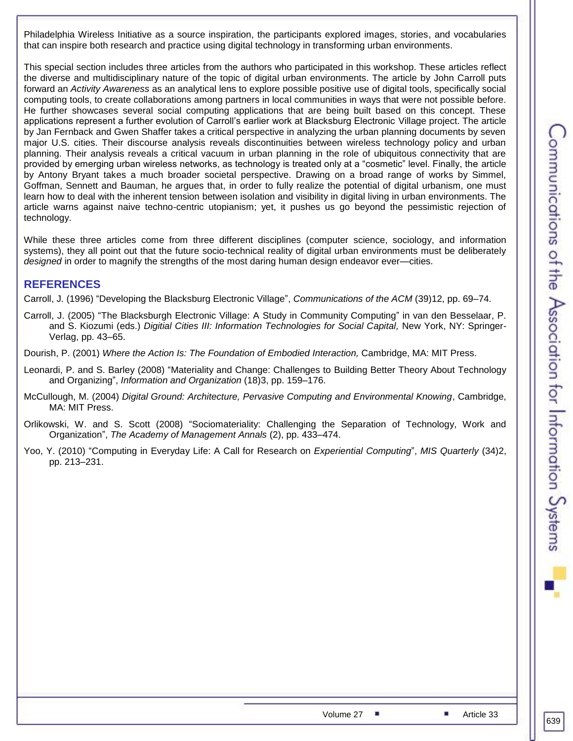Philadelphia Wireless Initiative as a source inspiration, the participants explored images, stories, and vocabularies that can inspire both research and practice using digital technology in transforming urban environments.

This special section includes three articles from the authors who participated in this workshop. These articles reflect the diverse and multidisciplinary nature of the topic of digital urban environments. The article by John Carroll puts forward an *Activity Awareness* as an analytical lens to explore possible positive use of digital tools, specifically social computing tools, to create collaborations among partners in local communities in ways that were not possible before. He further showcases several social computing applications that are being built based on this concept. These applications represent a further evolution of Carroll's earlier work at Blacksburg Electronic Village project. The article by Jan Fernback and Gwen Shaffer takes a critical perspective in analyzing the urban planning documents by seven major U.S. cities. Their discourse analysis reveals discontinuities between wireless technology policy and urban planning. Their analysis reveals a critical vacuum in urban planning in the role of ubiquitous connectivity that are provided by emerging urban wireless networks, as technology is treated only at a "cosmetic" level. Finally, the article by Antony Bryant takes a much broader societal perspective. Drawing on a broad range of works by Simmel, Goffman, Sennett and Bauman, he argues that, in order to fully realize the potential of digital urbanism, one must learn how to deal with the inherent tension between isolation and visibility in digital living in urban environments. The article warns against naive techno-centric utopianism; yet, it pushes us go beyond the pessimistic rejection of technology.

While these three articles come from three different disciplines (computer science, sociology, and information systems), they all point out that the future socio-technical reality of digital urban environments must be deliberately *designed* in order to magnify the strengths of the most daring human design endeavor ever—cities.

## REFERENCES

Carroll, J. (1996) "Developing the Blacksburg Electronic Village", *Communications of the ACM* (39)12, pp. 69–74.

Carroll, J. (2005) "The Blacksburgh Electronic Village: A Study in Community Computing" in van den Besselaar, P. and S. Kiozumi (eds.) *Digitial Cities III: Information Technologies for Social Capital,* New York, NY: Springer-Verlag, pp. 43–65.

Dourish, P. (2001) *Where the Action Is: The Foundation of Embodied Interaction,* Cambridge, MA: MIT Press.

Leonardi, P. and S. Barley (2008) "Materiality and Change: Challenges to Building Better Theory About Technology and Organizing", *Information and Organization* (18)3, pp. 159–176.

McCullough, M. (2004) *Digital Ground: Architecture, Pervasive Computing and Environmental Knowing*, Cambridge, MA: MIT Press.

Orlikowski, W. and S. Scott (2008) "Sociomateriality: Challenging the Separation of Technology, Work and Organization", *The Academy of Management Annals* (2), pp. 433–474.

Yoo, Y. (2010) "Computing in Everyday Life: A Call for Research on *Experiential Computing*", *MIS Quarterly* (34)2, pp. 213–231.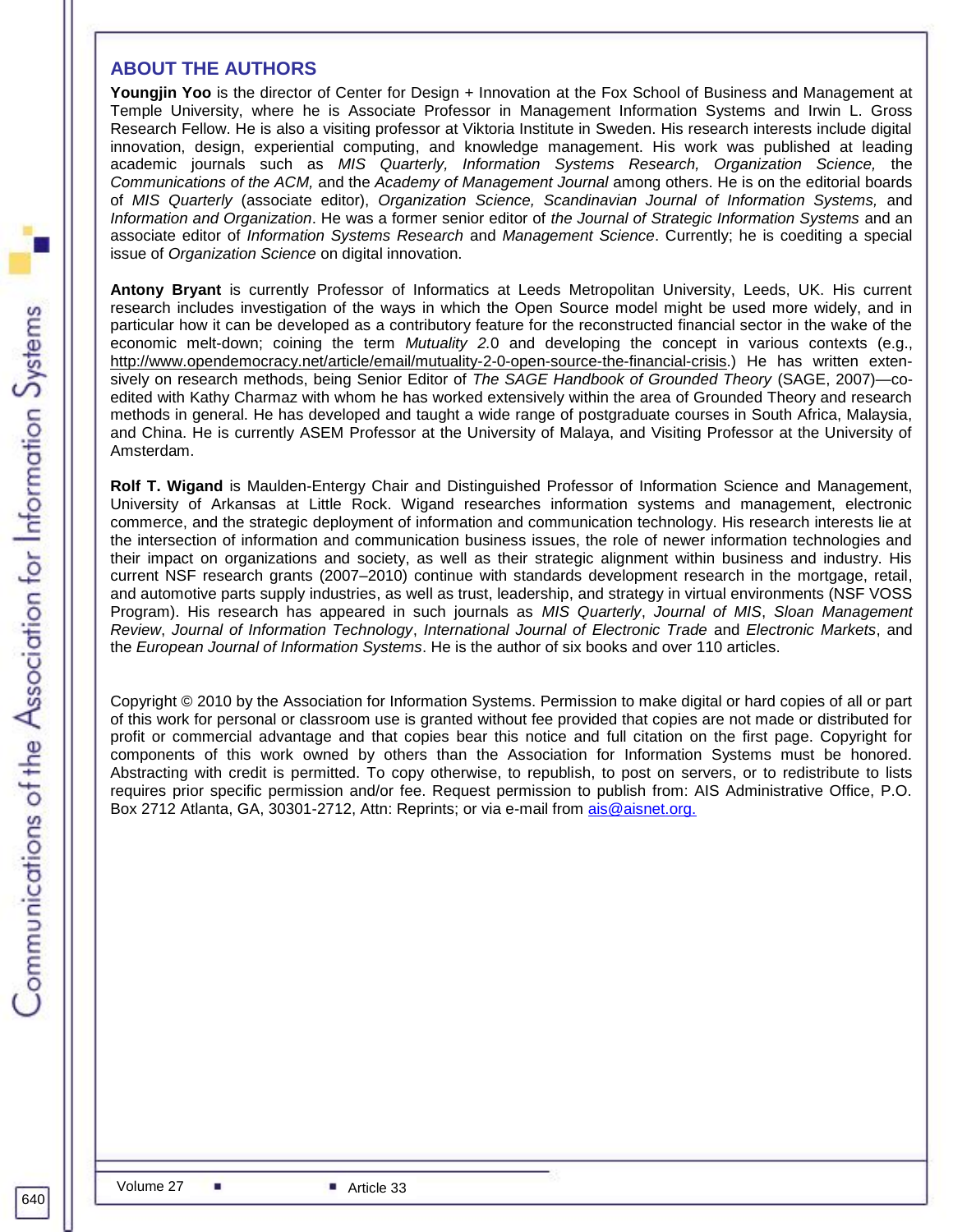## ABOUT THE AUTHORS

**Youngjin Yoo** is the director of Center for Design + Innovation at the Fox School of Business and Management at Temple University, where he is Associate Professor in Management Information Systems and Irwin L. Gross Research Fellow. He is also a visiting professor at Viktoria Institute in Sweden. His research interests include digital innovation, design, experiential computing, and knowledge management. His work was published at leading academic journals such as *MIS Quarterly, Information Systems Research, Organization Science,* the *Communications of the ACM,* and the *Academy of Management Journal* among others. He is on the editorial boards of *MIS Quarterly* (associate editor), *Organization Science, Scandinavian Journal of Information Systems,* and *Information and Organization*. He was a former senior editor of *the Journal of Strategic Information Systems* and an associate editor of *Information Systems Research* and *Management Science*. Currently; he is coediting a special issue of *Organization Science* on digital innovation.

**Antony Bryant** is currently Professor of Informatics at Leeds Metropolitan University, Leeds, UK. His current research includes investigation of the ways in which the Open Source model might be used more widely, and in particular how it can be developed as a contributory feature for the reconstructed financial sector in the wake of the economic melt-down; coining the term *Mutuality 2*.0 and developing the concept in various contexts (e.g., http://www.opendemocracy.net/article/email/mutuality-2-0-open-source-the-financial-crisis.) He has written extensively on research methods, being Senior Editor of *The SAGE Handbook of Grounded Theory* (SAGE, 2007)—co-edited with Kathy Charmaz with whom he has worked extensively within the area of Grounded Theory and research methods in general. He has developed and taught a wide range of postgraduate courses in South Africa, Malaysia, and China. He is currently ASEM Professor at the University of Malaya, and Visiting Professor at the University of Amsterdam.

**Rolf T. Wigand** is Maulden-Entergy Chair and Distinguished Professor of Information Science and Management, University of Arkansas at Little Rock. Wigand researches information systems and management, electronic commerce, and the strategic deployment of information and communication technology. His research interests lie at the intersection of information and communication business issues, the role of newer information technologies and their impact on organizations and society, as well as their strategic alignment within business and industry. His current NSF research grants (2007–2010) continue with standards development research in the mortgage, retail, and automotive parts supply industries, as well as trust, leadership, and strategy in virtual environments (NSF VOSS Program). His research has appeared in such journals as *MIS Quarterly*, *Journal of MIS*, *Sloan Management Review*, *Journal of Information Technology*, *International Journal of Electronic Trade* and *Electronic Markets*, and the *European Journal of Information Systems*. He is the author of six books and over 110 articles.

Copyright © 2010 by the Association for Information Systems. Permission to make digital or hard copies of all or part of this work for personal or classroom use is granted without fee provided that copies are not made or distributed for profit or commercial advantage and that copies bear this notice and full citation on the first page. Copyright for components of this work owned by others than the Association for Information Systems must be honored. Abstracting with credit is permitted. To copy otherwise, to republish, to post on servers, or to redistribute to lists requires prior specific permission and/or fee. Request permission to publish from: AIS Administrative Office, P.O. Box 2712 Atlanta, GA, 30301-2712, Attn: Reprints; or via e-mail from ais@aisnet.org.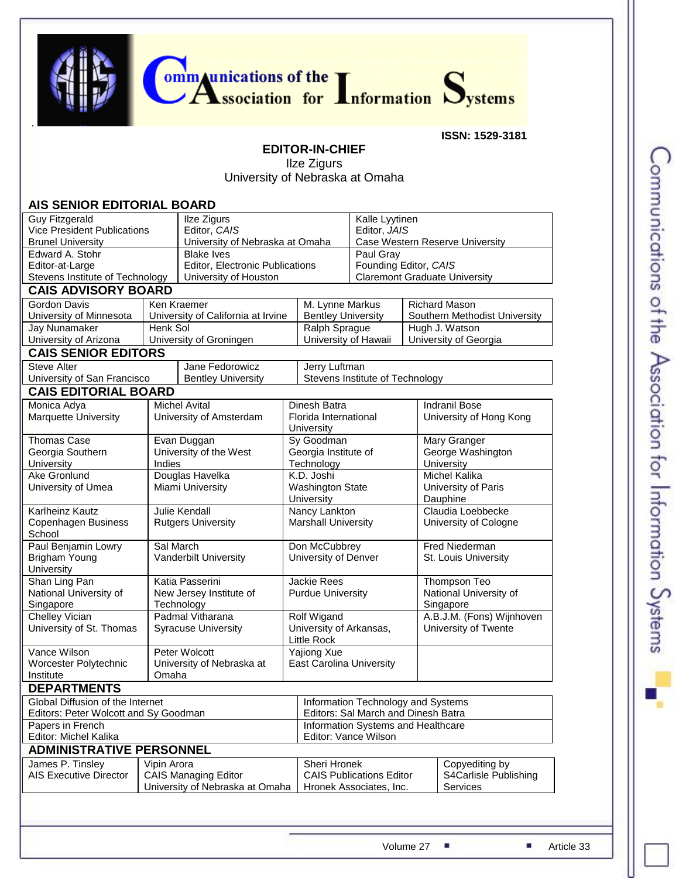# Communications of the Association for Information Systems

ISSN: 1529-3181

**EDITOR-IN-CHIEF**
Ilze Zigurs
University of Nebraska at Omaha

## AIS SENIOR EDITORIAL BOARD

| | | |
|---|---|---|
| Guy Fitzgerald<br>Vice President Publications<br>Brunel University | Ilze Zigurs<br>Editor, *CAIS*<br>University of Nebraska at Omaha | Kalle Lyytinen<br>Editor, *JAIS*<br>Case Western Reserve University |
| Edward A. Stohr<br>Editor-at-Large<br>Stevens Institute of Technology | Blake Ives<br>Editor, Electronic Publications<br>University of Houston | Paul Gray<br>Founding Editor, *CAIS*<br>Claremont Graduate University |

## CAIS ADVISORY BOARD

| | | | |
|---|---|---|---|
| Gordon Davis<br>University of Minnesota | Ken Kraemer<br>University of California at Irvine | M. Lynne Markus<br>Bentley University | Richard Mason<br>Southern Methodist University |
| Jay Nunamaker<br>University of Arizona | Henk Sol<br>University of Groningen | Ralph Sprague<br>University of Hawaii | Hugh J. Watson<br>University of Georgia |

## CAIS SENIOR EDITORS

| | | |
|---|---|---|
| Steve Alter<br>University of San Francisco | Jane Fedorowicz<br>Bentley University | Jerry Luftman<br>Stevens Institute of Technology |

## CAIS EDITORIAL BOARD

| | | | |
|---|---|---|---|
| Monica Adya<br>Marquette University | Michel Avital<br>University of Amsterdam | Dinesh Batra<br>Florida International University | Indranil Bose<br>University of Hong Kong |
| Thomas Case<br>Georgia Southern University | Evan Duggan<br>University of the West Indies | Sy Goodman<br>Georgia Institute of Technology | Mary Granger<br>George Washington University |
| Ake Gronlund<br>University of Umea | Douglas Havelka<br>Miami University | K.D. Joshi<br>Washington State University | Michel Kalika<br>University of Paris Dauphine |
| Karlheinz Kautz<br>Copenhagen Business School | Julie Kendall<br>Rutgers University | Nancy Lankton<br>Marshall University | Claudia Loebbecke<br>University of Cologne |
| Paul Benjamin Lowry<br>Brigham Young University | Sal March<br>Vanderbilt University | Don McCubbrey<br>University of Denver | Fred Niederman<br>St. Louis University |
| Shan Ling Pan<br>National University of Singapore | Katia Passerini<br>New Jersey Institute of Technology | Jackie Rees<br>Purdue University | Thompson Teo<br>National University of Singapore |
| Chelley Vician<br>University of St. Thomas | Padmal Vitharana<br>Syracuse University | Rolf Wigand<br>University of Arkansas, Little Rock | A.B.J.M. (Fons) Wijnhoven<br>University of Twente |
| Vance Wilson<br>Worcester Polytechnic Institute | Peter Wolcott<br>University of Nebraska at Omaha | Yajiong Xue<br>East Carolina University | |

## DEPARTMENTS

| | |
|---|---|
| Global Diffusion of the Internet<br>Editors: Peter Wolcott and Sy Goodman | Information Technology and Systems<br>Editors: Sal March and Dinesh Batra |
| Papers in French<br>Editor: Michel Kalika | Information Systems and Healthcare<br>Editor: Vance Wilson |

## ADMINISTRATIVE PERSONNEL

| | | | |
|---|---|---|---|
| James P. Tinsley<br>AIS Executive Director | Vipin Arora<br>CAIS Managing Editor<br>University of Nebraska at Omaha | Sheri Hronek<br>CAIS Publications Editor<br>Hronek Associates, Inc. | Copyediting by<br>S4Carlisle Publishing Services |